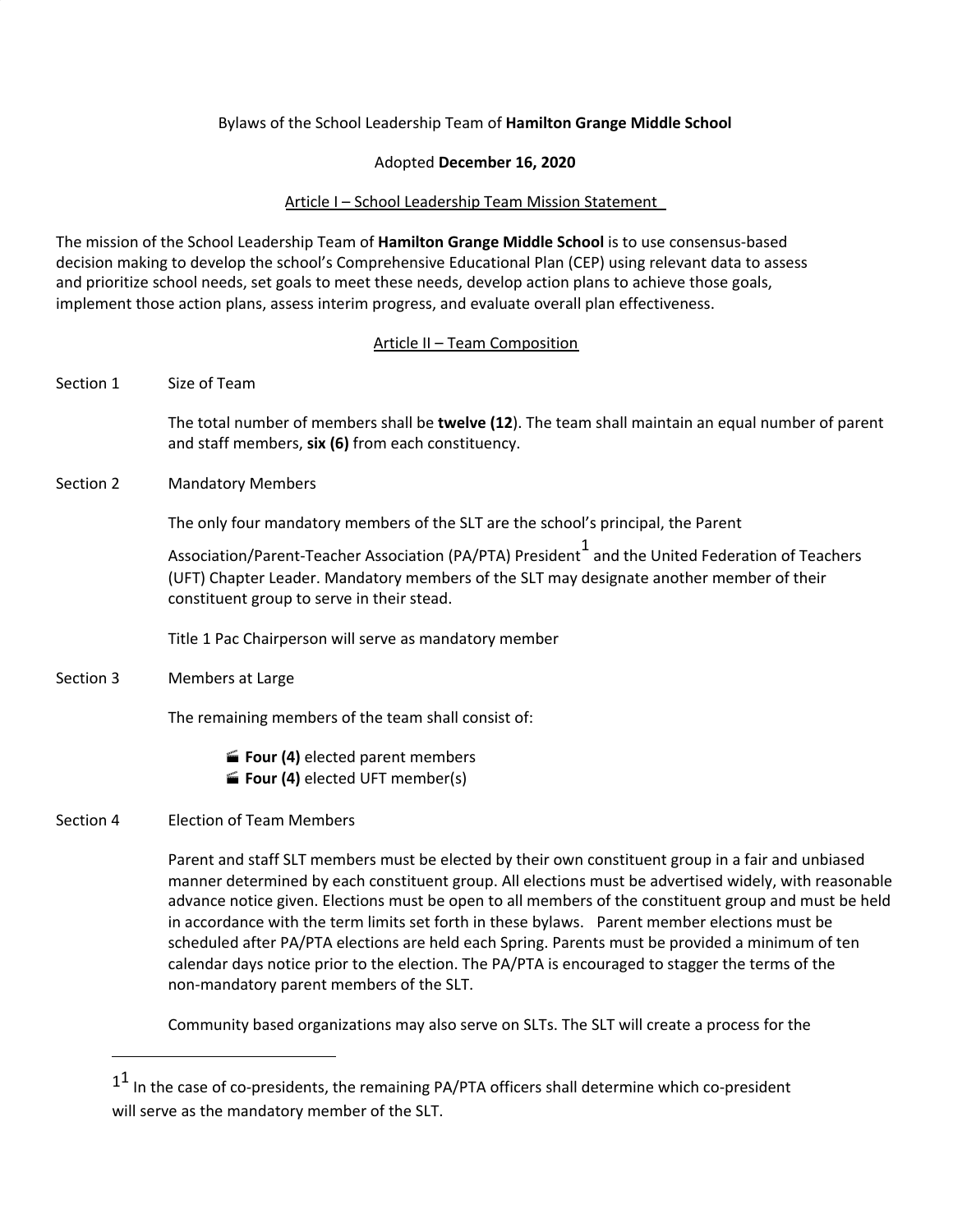Bylaws of the School Leadership Team of **Hamilton Grange Middle School**

Adopted **December 16, 2020**

## Article I – School Leadership Team Mission Statement

The mission of the School Leadership Team of **Hamilton Grange Middle School** is to use consensus-based decision making to develop the school's Comprehensive Educational Plan (CEP) using relevant data to assess and prioritize school needs, set goals to meet these needs, develop action plans to achieve those goals, implement those action plans, assess interim progress, and evaluate overall plan effectiveness.

## Article II – Team Composition

**Section 1** Size of Team

The total number of members shall be **twelve (12**). The team shall maintain an equal number of parent and staff members, **six (6)** from each constituency.

**Section 2** Mandatory Members

The only four mandatory members of the SLT are the school's principal, the Parent Association/Parent-Teacher Association (PA/PTA) President[1] and the United Federation of Teachers (UFT) Chapter Leader. Mandatory members of the SLT may designate another member of their constituent group to serve in their stead.

Title 1 Pac Chairperson will serve as mandatory member

**Section 3** Members at Large

The remaining members of the team shall consist of:

- **Four (4)** elected parent members
- **Four (4)** elected UFT member(s)

**Section 4** Election of Team Members

Parent and staff SLT members must be elected by their own constituent group in a fair and unbiased manner determined by each constituent group. All elections must be advertised widely, with reasonable advance notice given. Elections must be open to all members of the constituent group and must be held in accordance with the term limits set forth in these bylaws. Parent member elections must be scheduled after PA/PTA elections are held each Spring. Parents must be provided a minimum of ten calendar days notice prior to the election. The PA/PTA is encouraged to stagger the terms of the non-mandatory parent members of the SLT.

Community based organizations may also serve on SLTs. The SLT will create a process for the

---

[1] In the case of co-presidents, the remaining PA/PTA officers shall determine which co-president will serve as the mandatory member of the SLT.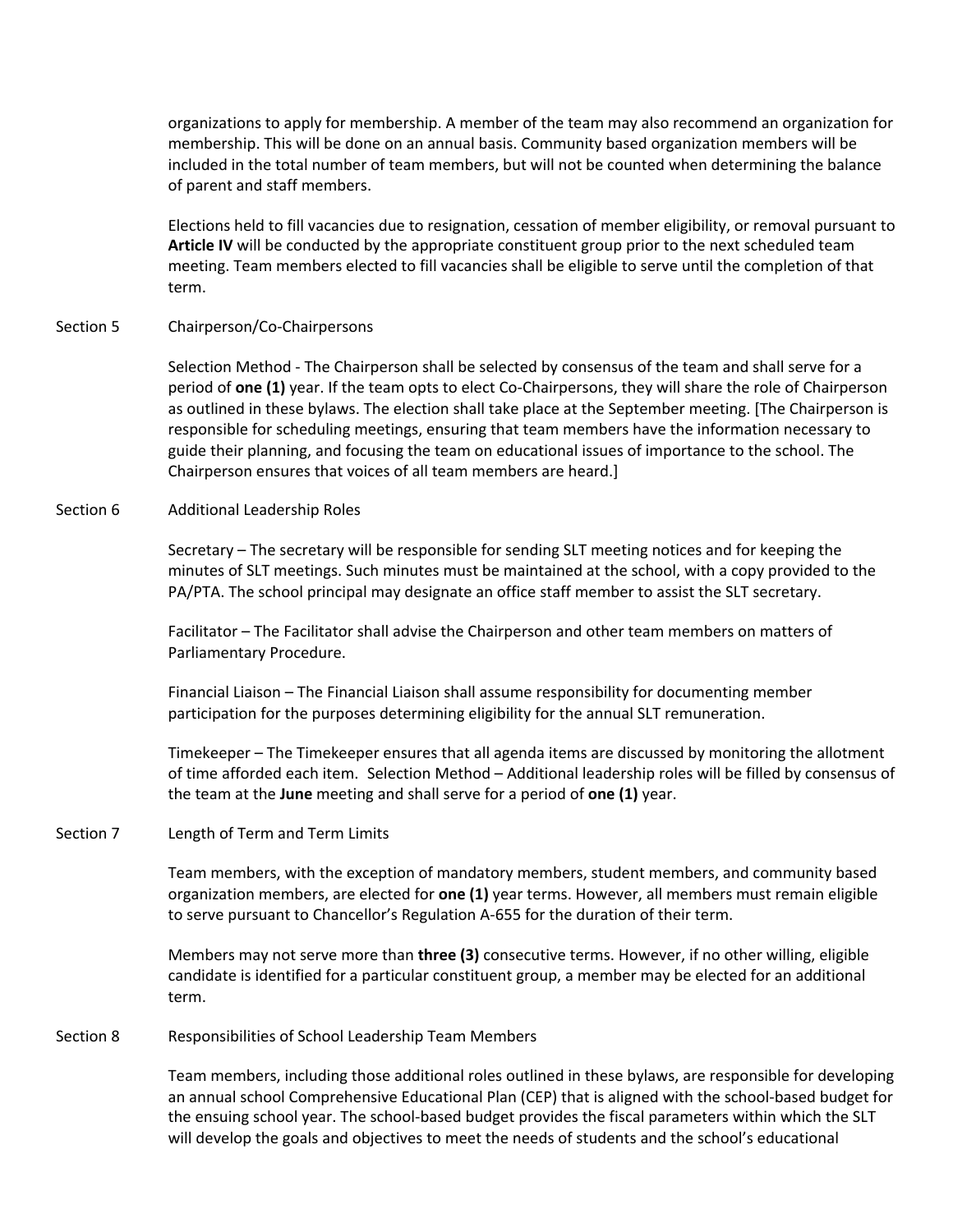organizations to apply for membership. A member of the team may also recommend an organization for membership. This will be done on an annual basis. Community based organization members will be included in the total number of team members, but will not be counted when determining the balance of parent and staff members.

Elections held to fill vacancies due to resignation, cessation of member eligibility, or removal pursuant to **Article IV** will be conducted by the appropriate constituent group prior to the next scheduled team meeting. Team members elected to fill vacancies shall be eligible to serve until the completion of that term.

Section 5 Chairperson/Co-Chairpersons

Selection Method - The Chairperson shall be selected by consensus of the team and shall serve for a period of **one (1)** year. If the team opts to elect Co-Chairpersons, they will share the role of Chairperson as outlined in these bylaws. The election shall take place at the September meeting. [The Chairperson is responsible for scheduling meetings, ensuring that team members have the information necessary to guide their planning, and focusing the team on educational issues of importance to the school. The Chairperson ensures that voices of all team members are heard.]

Section 6 Additional Leadership Roles

Secretary – The secretary will be responsible for sending SLT meeting notices and for keeping the minutes of SLT meetings. Such minutes must be maintained at the school, with a copy provided to the PA/PTA. The school principal may designate an office staff member to assist the SLT secretary.

Facilitator – The Facilitator shall advise the Chairperson and other team members on matters of Parliamentary Procedure.

Financial Liaison – The Financial Liaison shall assume responsibility for documenting member participation for the purposes determining eligibility for the annual SLT remuneration.

Timekeeper – The Timekeeper ensures that all agenda items are discussed by monitoring the allotment of time afforded each item. Selection Method – Additional leadership roles will be filled by consensus of the team at the **June** meeting and shall serve for a period of **one (1)** year.

Section 7 Length of Term and Term Limits

Team members, with the exception of mandatory members, student members, and community based organization members, are elected for **one (1)** year terms. However, all members must remain eligible to serve pursuant to Chancellor's Regulation A-655 for the duration of their term.

Members may not serve more than **three (3)** consecutive terms. However, if no other willing, eligible candidate is identified for a particular constituent group, a member may be elected for an additional term.

Section 8 Responsibilities of School Leadership Team Members

Team members, including those additional roles outlined in these bylaws, are responsible for developing an annual school Comprehensive Educational Plan (CEP) that is aligned with the school-based budget for the ensuing school year. The school-based budget provides the fiscal parameters within which the SLT will develop the goals and objectives to meet the needs of students and the school's educational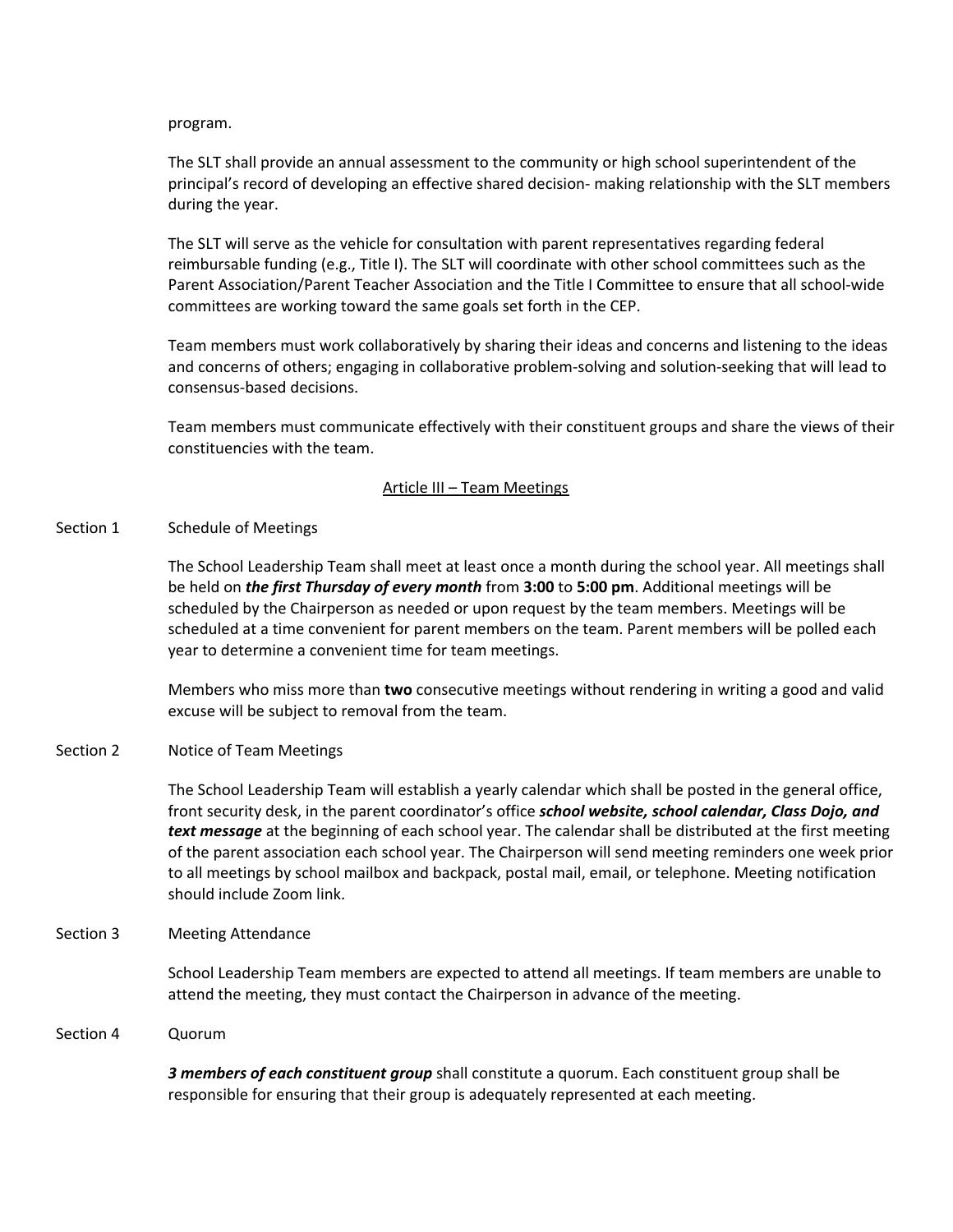program.

The SLT shall provide an annual assessment to the community or high school superintendent of the principal's record of developing an effective shared decision- making relationship with the SLT members during the year.

The SLT will serve as the vehicle for consultation with parent representatives regarding federal reimbursable funding (e.g., Title I). The SLT will coordinate with other school committees such as the Parent Association/Parent Teacher Association and the Title I Committee to ensure that all school-wide committees are working toward the same goals set forth in the CEP.

Team members must work collaboratively by sharing their ideas and concerns and listening to the ideas and concerns of others; engaging in collaborative problem-solving and solution-seeking that will lead to consensus-based decisions.

Team members must communicate effectively with their constituent groups and share the views of their constituencies with the team.

## Article III – Team Meetings

### Section 1 Schedule of Meetings

The School Leadership Team shall meet at least once a month during the school year. All meetings shall be held on ***the first Thursday of every month*** from **3:00** to **5:00 pm**. Additional meetings will be scheduled by the Chairperson as needed or upon request by the team members. Meetings will be scheduled at a time convenient for parent members on the team. Parent members will be polled each year to determine a convenient time for team meetings.

Members who miss more than **two** consecutive meetings without rendering in writing a good and valid excuse will be subject to removal from the team.

### Section 2 Notice of Team Meetings

The School Leadership Team will establish a yearly calendar which shall be posted in the general office, front security desk, in the parent coordinator's office ***school website, school calendar, Class Dojo, and text message*** at the beginning of each school year. The calendar shall be distributed at the first meeting of the parent association each school year. The Chairperson will send meeting reminders one week prior to all meetings by school mailbox and backpack, postal mail, email, or telephone. Meeting notification should include Zoom link.

### Section 3 Meeting Attendance

School Leadership Team members are expected to attend all meetings. If team members are unable to attend the meeting, they must contact the Chairperson in advance of the meeting.

### Section 4 Quorum

***3 members of each constituent group*** shall constitute a quorum. Each constituent group shall be responsible for ensuring that their group is adequately represented at each meeting.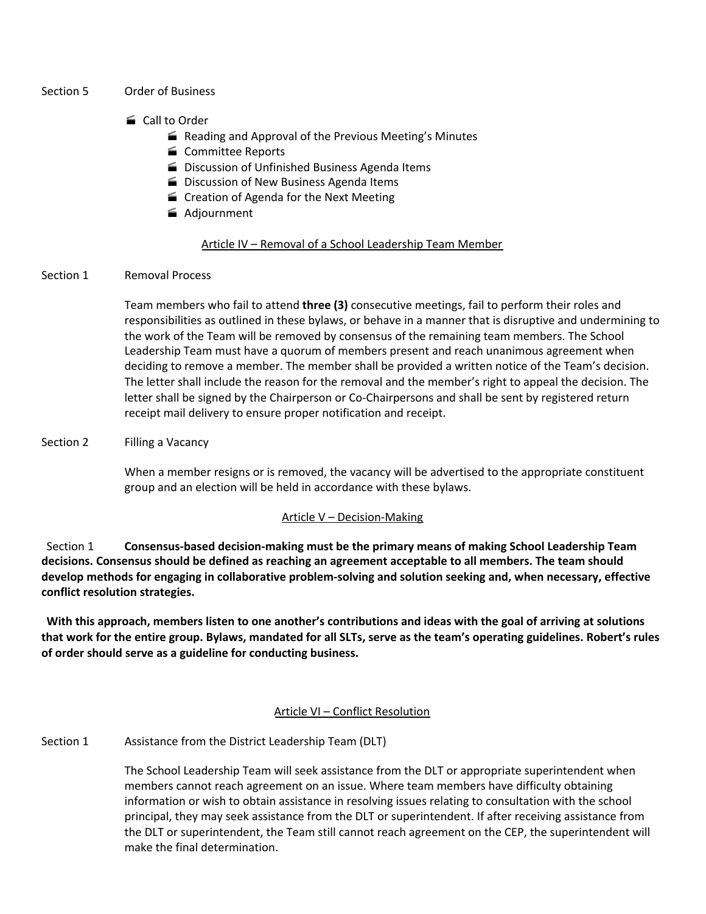Section 5 Order of Business

- Call to Order
  - Reading and Approval of the Previous Meeting's Minutes
  - Committee Reports
  - Discussion of Unfinished Business Agenda Items
  - Discussion of New Business Agenda Items
  - Creation of Agenda for the Next Meeting
  - Adjournment

## Article IV – Removal of a School Leadership Team Member

Section 1 Removal Process

Team members who fail to attend **three (3)** consecutive meetings, fail to perform their roles and responsibilities as outlined in these bylaws, or behave in a manner that is disruptive and undermining to the work of the Team will be removed by consensus of the remaining team members. The School Leadership Team must have a quorum of members present and reach unanimous agreement when deciding to remove a member. The member shall be provided a written notice of the Team's decision. The letter shall include the reason for the removal and the member's right to appeal the decision. The letter shall be signed by the Chairperson or Co-Chairpersons and shall be sent by registered return receipt mail delivery to ensure proper notification and receipt.

Section 2 Filling a Vacancy

When a member resigns or is removed, the vacancy will be advertised to the appropriate constituent group and an election will be held in accordance with these bylaws.

## Article V – Decision-Making

Section 1 **Consensus-based decision-making must be the primary means of making School Leadership Team decisions. Consensus should be defined as reaching an agreement acceptable to all members. The team should develop methods for engaging in collaborative problem-solving and solution seeking and, when necessary, effective conflict resolution strategies.**

**With this approach, members listen to one another's contributions and ideas with the goal of arriving at solutions that work for the entire group. Bylaws, mandated for all SLTs, serve as the team's operating guidelines. Robert's rules of order should serve as a guideline for conducting business.**

## Article VI – Conflict Resolution

Section 1 Assistance from the District Leadership Team (DLT)

The School Leadership Team will seek assistance from the DLT or appropriate superintendent when members cannot reach agreement on an issue. Where team members have difficulty obtaining information or wish to obtain assistance in resolving issues relating to consultation with the school principal, they may seek assistance from the DLT or superintendent. If after receiving assistance from the DLT or superintendent, the Team still cannot reach agreement on the CEP, the superintendent will make the final determination.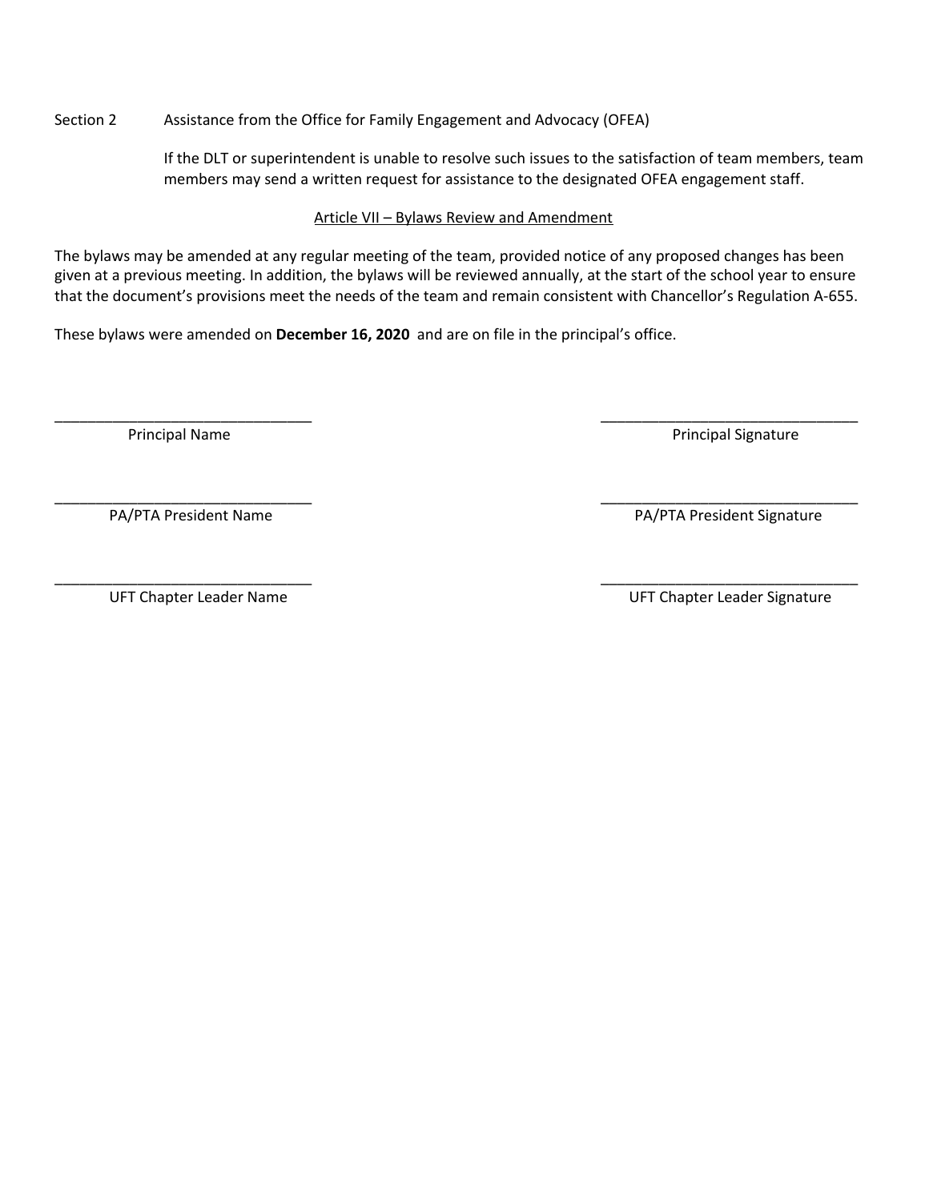Section 2 Assistance from the Office for Family Engagement and Advocacy (OFEA)

If the DLT or superintendent is unable to resolve such issues to the satisfaction of team members, team members may send a written request for assistance to the designated OFEA engagement staff.

## Article VII – Bylaws Review and Amendment

The bylaws may be amended at any regular meeting of the team, provided notice of any proposed changes has been given at a previous meeting. In addition, the bylaws will be reviewed annually, at the start of the school year to ensure that the document's provisions meet the needs of the team and remain consistent with Chancellor's Regulation A-655.

These bylaws were amended on **December 16, 2020** and are on file in the principal's office.

| | |
|---|---|
| ______________________________ | ______________________________ |
| Principal Name | Principal Signature |
| ______________________________ | ______________________________ |
| PA/PTA President Name | PA/PTA President Signature |
| ______________________________ | ______________________________ |
| UFT Chapter Leader Name | UFT Chapter Leader Signature |